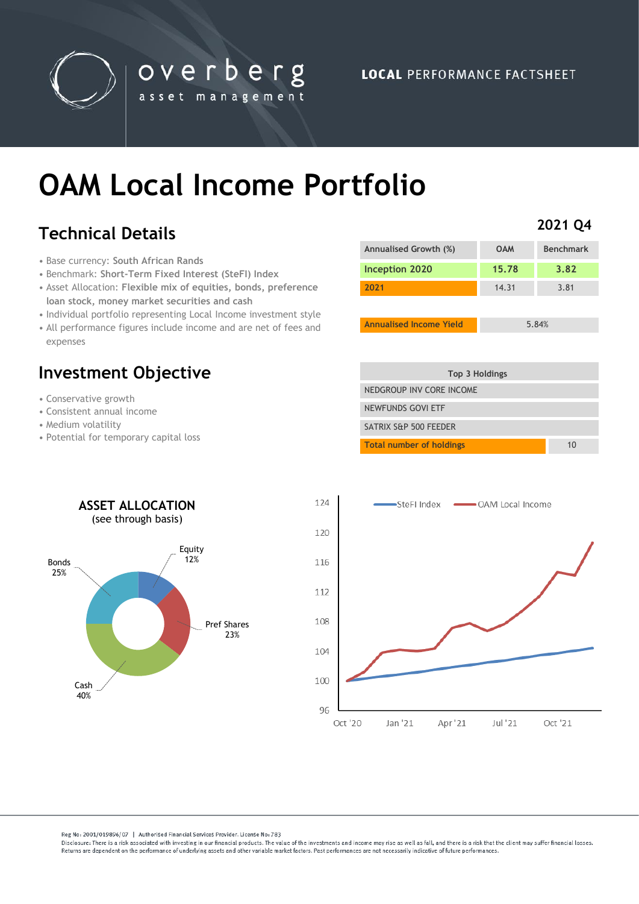overberg asset management

LOCAL PERFORMANCE FACTSHEET

# OAM Local Income Portfolio

## Technical Details

- Base currency: **South African Rands**
- Benchmark: **Short-Term Fixed Interest (SteFI) Index**
- Asset Allocation: **Flexible mix of equities, bonds, preference loan stock, money market securities and cash**
- Individual portfolio representing Local Income investment style
- All performance figures include income and are net of fees and expenses

## Investment Objective

- Conservative growth
- Consistent annual income
- Medium volatility
- Potential for temporary capital loss

## 2021 Q4

| Annualised Growth (%) | OAM | Benchmark |
|---|---|---|
| **Inception 2020** | **15.78** | **3.82** |
| **2021** | 14.31 | 3.81 |

| **Annualised Income Yield** | 5.84% |
|---|---|

| Top 3 Holdings | |
|---|---|
| NEDGROUP INV CORE INCOME | |
| NEWFUNDS GOVI ETF | |
| SATRIX S&P 500 FEEDER | |
| **Total number of holdings** | 10 |

### ASSET ALLOCATION
(see through basis)

| Asset | Allocation |
|---|---|
| Equity | 12% |
| Pref Shares | 23% |
| Cash | 40% |
| Bonds | 25% |

SteFI Index — OAM Local Income (Oct '20 – Oct '21)

---

Reg No: 2001/019896/07 | Authorised Financial Services Provider. License No: 783

Disclosure: There is a risk associated with investing in our financial products. The value of the investments and income may rise as well as fall, and there is a risk that the client may suffer financial losses. Returns are dependent on the performance of underlying assets and other variable market factors. Past performances are not necessarily indicative of future performances.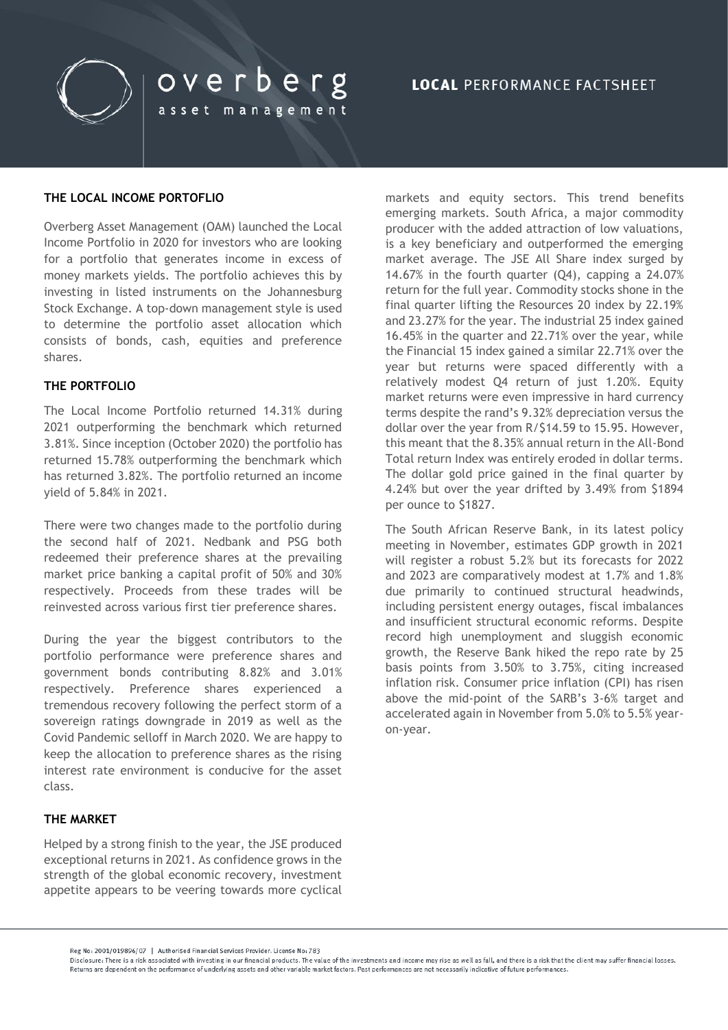overberg asset management

**LOCAL** PERFORMANCE FACTSHEET

## THE LOCAL INCOME PORTOFLIO

Overberg Asset Management (OAM) launched the Local Income Portfolio in 2020 for investors who are looking for a portfolio that generates income in excess of money markets yields. The portfolio achieves this by investing in listed instruments on the Johannesburg Stock Exchange. A top-down management style is used to determine the portfolio asset allocation which consists of bonds, cash, equities and preference shares.

## THE PORTFOLIO

The Local Income Portfolio returned 14.31% during 2021 outperforming the benchmark which returned 3.81%. Since inception (October 2020) the portfolio has returned 15.78% outperforming the benchmark which has returned 3.82%. The portfolio returned an income yield of 5.84% in 2021.

There were two changes made to the portfolio during the second half of 2021. Nedbank and PSG both redeemed their preference shares at the prevailing market price banking a capital profit of 50% and 30% respectively. Proceeds from these trades will be reinvested across various first tier preference shares.

During the year the biggest contributors to the portfolio performance were preference shares and government bonds contributing 8.82% and 3.01% respectively. Preference shares experienced a tremendous recovery following the perfect storm of a sovereign ratings downgrade in 2019 as well as the Covid Pandemic selloff in March 2020. We are happy to keep the allocation to preference shares as the rising interest rate environment is conducive for the asset class.

## THE MARKET

Helped by a strong finish to the year, the JSE produced exceptional returns in 2021. As confidence grows in the strength of the global economic recovery, investment appetite appears to be veering towards more cyclical markets and equity sectors. This trend benefits emerging markets. South Africa, a major commodity producer with the added attraction of low valuations, is a key beneficiary and outperformed the emerging market average. The JSE All Share index surged by 14.67% in the fourth quarter (Q4), capping a 24.07% return for the full year. Commodity stocks shone in the final quarter lifting the Resources 20 index by 22.19% and 23.27% for the year. The industrial 25 index gained 16.45% in the quarter and 22.71% over the year, while the Financial 15 index gained a similar 22.71% over the year but returns were spaced differently with a relatively modest Q4 return of just 1.20%. Equity market returns were even impressive in hard currency terms despite the rand's 9.32% depreciation versus the dollar over the year from R/$14.59 to 15.95. However, this meant that the 8.35% annual return in the All-Bond Total return Index was entirely eroded in dollar terms. The dollar gold price gained in the final quarter by 4.24% but over the year drifted by 3.49% from $1894 per ounce to $1827.

The South African Reserve Bank, in its latest policy meeting in November, estimates GDP growth in 2021 will register a robust 5.2% but its forecasts for 2022 and 2023 are comparatively modest at 1.7% and 1.8% due primarily to continued structural headwinds, including persistent energy outages, fiscal imbalances and insufficient structural economic reforms. Despite record high unemployment and sluggish economic growth, the Reserve Bank hiked the repo rate by 25 basis points from 3.50% to 3.75%, citing increased inflation risk. Consumer price inflation (CPI) has risen above the mid-point of the SARB's 3-6% target and accelerated again in November from 5.0% to 5.5% year-on-year.

Reg No: 2001/019896/07 | Authorised Financial Services Provider. License No: 783

Disclosure: There is a risk associated with investing in our financial products. The value of the investments and income may rise as well as fall, and there is a risk that the client may suffer financial losses. Returns are dependent on the performance of underlying assets and other variable market factors. Past performances are not necessarily indicative of future performances.